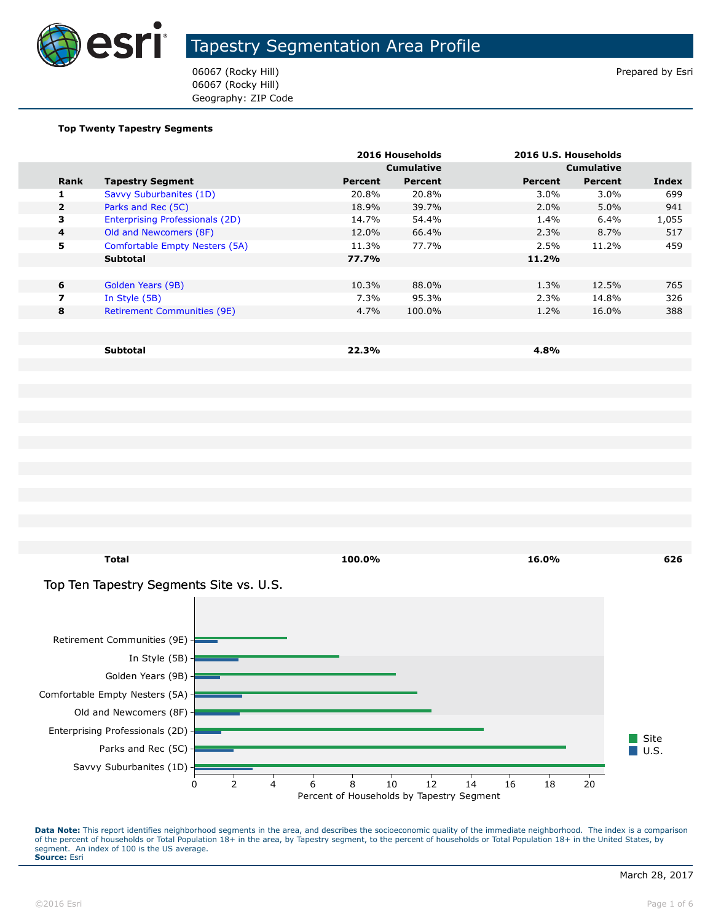# Tapestry Segmentation Area Profile

06067 (Rocky Hill)
06067 (Rocky Hill)
Geography: ZIP Code

Prepared by Esri

### Top Twenty Tapestry Segments

| | | 2016 Households | | 2016 U.S. Households | | |
|---|---|---|---|---|---|---|
| | | | Cumulative | | Cumulative | |
| **Rank** | **Tapestry Segment** | **Percent** | **Percent** | **Percent** | **Percent** | **Index** |
| 1 | Savvy Suburbanites (1D) | 20.8% | 20.8% | 3.0% | 3.0% | 699 |
| 2 | Parks and Rec (5C) | 18.9% | 39.7% | 2.0% | 5.0% | 941 |
| 3 | Enterprising Professionals (2D) | 14.7% | 54.4% | 1.4% | 6.4% | 1,055 |
| 4 | Old and Newcomers (8F) | 12.0% | 66.4% | 2.3% | 8.7% | 517 |
| 5 | Comfortable Empty Nesters (5A) | 11.3% | 77.7% | 2.5% | 11.2% | 459 |
| | **Subtotal** | **77.7%** | | **11.2%** | | |
| 6 | Golden Years (9B) | 10.3% | 88.0% | 1.3% | 12.5% | 765 |
| 7 | In Style (5B) | 7.3% | 95.3% | 2.3% | 14.8% | 326 |
| 8 | Retirement Communities (9E) | 4.7% | 100.0% | 1.2% | 16.0% | 388 |
| | **Subtotal** | **22.3%** | | **4.8%** | | |
| | **Total** | **100.0%** | | **16.0%** | | **626** |

### Top Ten Tapestry Segments Site vs. U.S.

| Tapestry Segment | Site | U.S. |
|---|---|---|
| Retirement Communities (9E) | 4.7 | 1.2 |
| In Style (5B) | 7.3 | 2.3 |
| Golden Years (9B) | 10.3 | 1.3 |
| Comfortable Empty Nesters (5A) | 11.3 | 2.5 |
| Old and Newcomers (8F) | 12.0 | 2.3 |
| Enterprising Professionals (2D) | 14.7 | 1.4 |
| Parks and Rec (5C) | 18.9 | 2.0 |
| Savvy Suburbanites (1D) | 20.8 | 3.0 |

Percent of Households by Tapestry Segment

**Data Note:** This report identifies neighborhood segments in the area, and describes the socioeconomic quality of the immediate neighborhood. The index is a comparison of the percent of households or Total Population 18+ in the area, by Tapestry segment, to the percent of households or Total Population 18+ in the United States, by segment. An index of 100 is the US average.
**Source:** Esri

March 28, 2017

©2016 Esri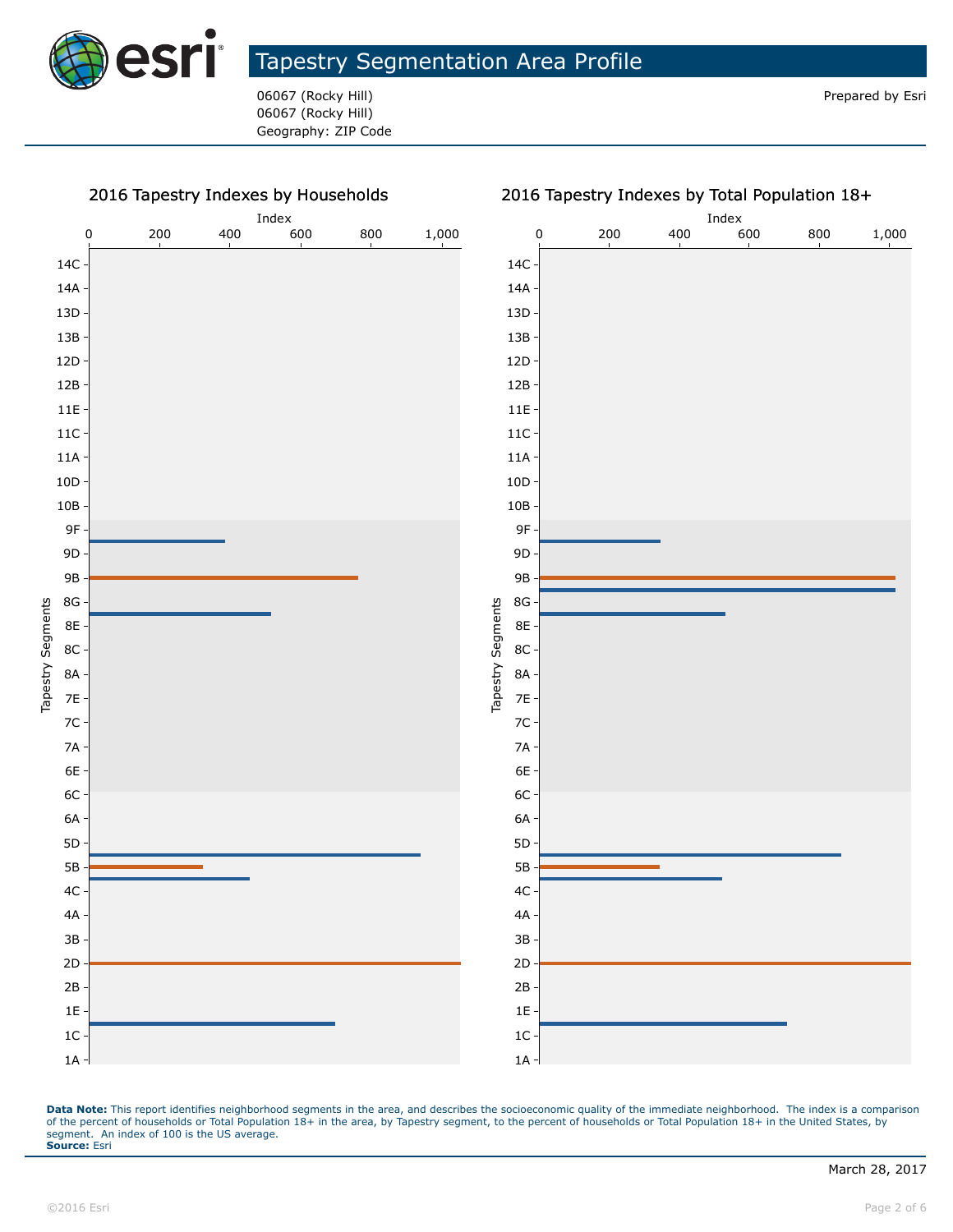# Tapestry Segmentation Area Profile

06067 (Rocky Hill)
06067 (Rocky Hill)
Geography: ZIP Code

Prepared by Esri

## 2016 Tapestry Indexes by Households

Index: 0, 200, 400, 600, 800, 1,000

Tapestry Segments: 14C, 14A, 13D, 13B, 12D, 12B, 11E, 11C, 11A, 10D, 10B, 9F, 9D, 9B, 8G, 8E, 8C, 8A, 7E, 7C, 7A, 6E, 6C, 6A, 5D, 5B, 4C, 4A, 3B, 2D, 2B, 1E, 1C, 1A

## 2016 Tapestry Indexes by Total Population 18+

Index: 0, 200, 400, 600, 800, 1,000

Tapestry Segments: 14C, 14A, 13D, 13B, 12D, 12B, 11E, 11C, 11A, 10D, 10B, 9F, 9D, 9B, 8G, 8E, 8C, 8A, 7E, 7C, 7A, 6E, 6C, 6A, 5D, 5B, 4C, 4A, 3B, 2D, 2B, 1E, 1C, 1A

**Data Note:** This report identifies neighborhood segments in the area, and describes the socioeconomic quality of the immediate neighborhood. The index is a comparison of the percent of households or Total Population 18+ in the area, by Tapestry segment, to the percent of households or Total Population 18+ in the United States, by segment. An index of 100 is the US average.
**Source:** Esri

March 28, 2017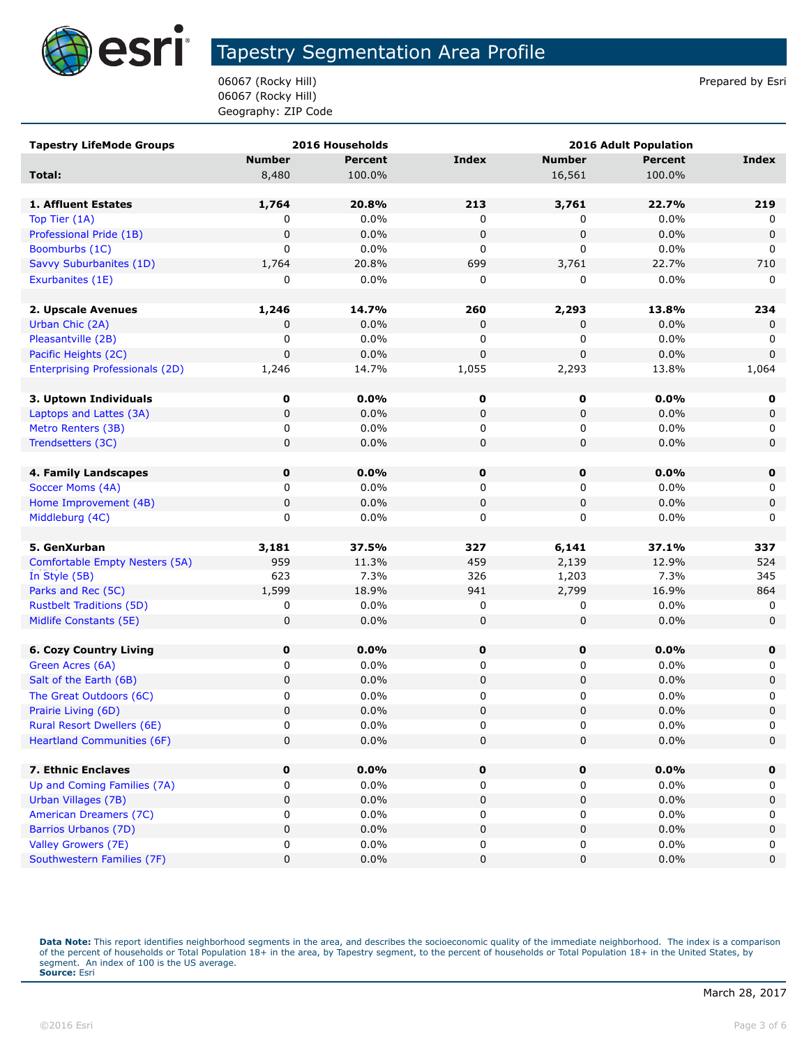# Tapestry Segmentation Area Profile

06067 (Rocky Hill)
06067 (Rocky Hill)
Geography: ZIP Code

Prepared by Esri

| Tapestry LifeMode Groups | 2016 Households | | | 2016 Adult Population | | |
|---|---|---|---|---|---|---|
| | Number | Percent | Index | Number | Percent | Index |
| **Total:** | 8,480 | 100.0% | | 16,561 | 100.0% | |
| **1. Affluent Estates** | **1,764** | **20.8%** | **213** | **3,761** | **22.7%** | **219** |
| Top Tier (1A) | 0 | 0.0% | 0 | 0 | 0.0% | 0 |
| Professional Pride (1B) | 0 | 0.0% | 0 | 0 | 0.0% | 0 |
| Boomburbs (1C) | 0 | 0.0% | 0 | 0 | 0.0% | 0 |
| Savvy Suburbanites (1D) | 1,764 | 20.8% | 699 | 3,761 | 22.7% | 710 |
| Exurbanites (1E) | 0 | 0.0% | 0 | 0 | 0.0% | 0 |
| **2. Upscale Avenues** | **1,246** | **14.7%** | **260** | **2,293** | **13.8%** | **234** |
| Urban Chic (2A) | 0 | 0.0% | 0 | 0 | 0.0% | 0 |
| Pleasantville (2B) | 0 | 0.0% | 0 | 0 | 0.0% | 0 |
| Pacific Heights (2C) | 0 | 0.0% | 0 | 0 | 0.0% | 0 |
| Enterprising Professionals (2D) | 1,246 | 14.7% | 1,055 | 2,293 | 13.8% | 1,064 |
| **3. Uptown Individuals** | **0** | **0.0%** | **0** | **0** | **0.0%** | **0** |
| Laptops and Lattes (3A) | 0 | 0.0% | 0 | 0 | 0.0% | 0 |
| Metro Renters (3B) | 0 | 0.0% | 0 | 0 | 0.0% | 0 |
| Trendsetters (3C) | 0 | 0.0% | 0 | 0 | 0.0% | 0 |
| **4. Family Landscapes** | **0** | **0.0%** | **0** | **0** | **0.0%** | **0** |
| Soccer Moms (4A) | 0 | 0.0% | 0 | 0 | 0.0% | 0 |
| Home Improvement (4B) | 0 | 0.0% | 0 | 0 | 0.0% | 0 |
| Middleburg (4C) | 0 | 0.0% | 0 | 0 | 0.0% | 0 |
| **5. GenXurban** | **3,181** | **37.5%** | **327** | **6,141** | **37.1%** | **337** |
| Comfortable Empty Nesters (5A) | 959 | 11.3% | 459 | 2,139 | 12.9% | 524 |
| In Style (5B) | 623 | 7.3% | 326 | 1,203 | 7.3% | 345 |
| Parks and Rec (5C) | 1,599 | 18.9% | 941 | 2,799 | 16.9% | 864 |
| Rustbelt Traditions (5D) | 0 | 0.0% | 0 | 0 | 0.0% | 0 |
| Midlife Constants (5E) | 0 | 0.0% | 0 | 0 | 0.0% | 0 |
| **6. Cozy Country Living** | **0** | **0.0%** | **0** | **0** | **0.0%** | **0** |
| Green Acres (6A) | 0 | 0.0% | 0 | 0 | 0.0% | 0 |
| Salt of the Earth (6B) | 0 | 0.0% | 0 | 0 | 0.0% | 0 |
| The Great Outdoors (6C) | 0 | 0.0% | 0 | 0 | 0.0% | 0 |
| Prairie Living (6D) | 0 | 0.0% | 0 | 0 | 0.0% | 0 |
| Rural Resort Dwellers (6E) | 0 | 0.0% | 0 | 0 | 0.0% | 0 |
| Heartland Communities (6F) | 0 | 0.0% | 0 | 0 | 0.0% | 0 |
| **7. Ethnic Enclaves** | **0** | **0.0%** | **0** | **0** | **0.0%** | **0** |
| Up and Coming Families (7A) | 0 | 0.0% | 0 | 0 | 0.0% | 0 |
| Urban Villages (7B) | 0 | 0.0% | 0 | 0 | 0.0% | 0 |
| American Dreamers (7C) | 0 | 0.0% | 0 | 0 | 0.0% | 0 |
| Barrios Urbanos (7D) | 0 | 0.0% | 0 | 0 | 0.0% | 0 |
| Valley Growers (7E) | 0 | 0.0% | 0 | 0 | 0.0% | 0 |
| Southwestern Families (7F) | 0 | 0.0% | 0 | 0 | 0.0% | 0 |

**Data Note:** This report identifies neighborhood segments in the area, and describes the socioeconomic quality of the immediate neighborhood. The index is a comparison of the percent of households or Total Population 18+ in the area, by Tapestry segment, to the percent of households or Total Population 18+ in the United States, by segment. An index of 100 is the US average.
**Source:** Esri

March 28, 2017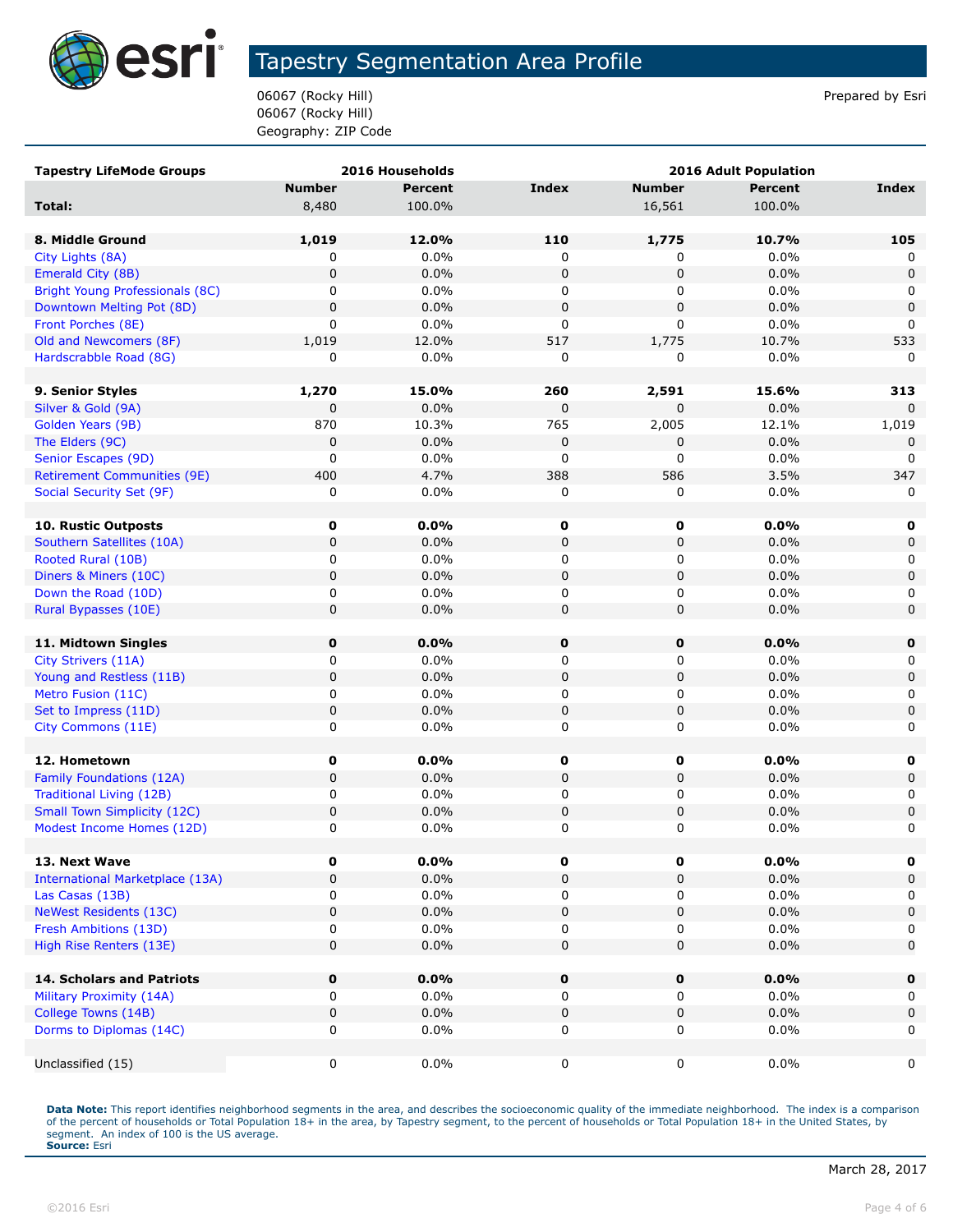# Tapestry Segmentation Area Profile

06067 (Rocky Hill)
06067 (Rocky Hill)
Geography: ZIP Code

Prepared by Esri

| Tapestry LifeMode Groups | 2016 Households | | | 2016 Adult Population | | |
|---|---|---|---|---|---|---|
| | Number | Percent | Index | Number | Percent | Index |
| **Total:** | 8,480 | 100.0% | | 16,561 | 100.0% | |
| | | | | | | |
| **8. Middle Ground** | **1,019** | **12.0%** | **110** | **1,775** | **10.7%** | **105** |
| City Lights (8A) | 0 | 0.0% | 0 | 0 | 0.0% | 0 |
| Emerald City (8B) | 0 | 0.0% | 0 | 0 | 0.0% | 0 |
| Bright Young Professionals (8C) | 0 | 0.0% | 0 | 0 | 0.0% | 0 |
| Downtown Melting Pot (8D) | 0 | 0.0% | 0 | 0 | 0.0% | 0 |
| Front Porches (8E) | 0 | 0.0% | 0 | 0 | 0.0% | 0 |
| Old and Newcomers (8F) | 1,019 | 12.0% | 517 | 1,775 | 10.7% | 533 |
| Hardscrabble Road (8G) | 0 | 0.0% | 0 | 0 | 0.0% | 0 |
| | | | | | | |
| **9. Senior Styles** | **1,270** | **15.0%** | **260** | **2,591** | **15.6%** | **313** |
| Silver & Gold (9A) | 0 | 0.0% | 0 | 0 | 0.0% | 0 |
| Golden Years (9B) | 870 | 10.3% | 765 | 2,005 | 12.1% | 1,019 |
| The Elders (9C) | 0 | 0.0% | 0 | 0 | 0.0% | 0 |
| Senior Escapes (9D) | 0 | 0.0% | 0 | 0 | 0.0% | 0 |
| Retirement Communities (9E) | 400 | 4.7% | 388 | 586 | 3.5% | 347 |
| Social Security Set (9F) | 0 | 0.0% | 0 | 0 | 0.0% | 0 |
| | | | | | | |
| **10. Rustic Outposts** | **0** | **0.0%** | **0** | **0** | **0.0%** | **0** |
| Southern Satellites (10A) | 0 | 0.0% | 0 | 0 | 0.0% | 0 |
| Rooted Rural (10B) | 0 | 0.0% | 0 | 0 | 0.0% | 0 |
| Diners & Miners (10C) | 0 | 0.0% | 0 | 0 | 0.0% | 0 |
| Down the Road (10D) | 0 | 0.0% | 0 | 0 | 0.0% | 0 |
| Rural Bypasses (10E) | 0 | 0.0% | 0 | 0 | 0.0% | 0 |
| | | | | | | |
| **11. Midtown Singles** | **0** | **0.0%** | **0** | **0** | **0.0%** | **0** |
| City Strivers (11A) | 0 | 0.0% | 0 | 0 | 0.0% | 0 |
| Young and Restless (11B) | 0 | 0.0% | 0 | 0 | 0.0% | 0 |
| Metro Fusion (11C) | 0 | 0.0% | 0 | 0 | 0.0% | 0 |
| Set to Impress (11D) | 0 | 0.0% | 0 | 0 | 0.0% | 0 |
| City Commons (11E) | 0 | 0.0% | 0 | 0 | 0.0% | 0 |
| | | | | | | |
| **12. Hometown** | **0** | **0.0%** | **0** | **0** | **0.0%** | **0** |
| Family Foundations (12A) | 0 | 0.0% | 0 | 0 | 0.0% | 0 |
| Traditional Living (12B) | 0 | 0.0% | 0 | 0 | 0.0% | 0 |
| Small Town Simplicity (12C) | 0 | 0.0% | 0 | 0 | 0.0% | 0 |
| Modest Income Homes (12D) | 0 | 0.0% | 0 | 0 | 0.0% | 0 |
| | | | | | | |
| **13. Next Wave** | **0** | **0.0%** | **0** | **0** | **0.0%** | **0** |
| International Marketplace (13A) | 0 | 0.0% | 0 | 0 | 0.0% | 0 |
| Las Casas (13B) | 0 | 0.0% | 0 | 0 | 0.0% | 0 |
| NeWest Residents (13C) | 0 | 0.0% | 0 | 0 | 0.0% | 0 |
| Fresh Ambitions (13D) | 0 | 0.0% | 0 | 0 | 0.0% | 0 |
| High Rise Renters (13E) | 0 | 0.0% | 0 | 0 | 0.0% | 0 |
| | | | | | | |
| **14. Scholars and Patriots** | **0** | **0.0%** | **0** | **0** | **0.0%** | **0** |
| Military Proximity (14A) | 0 | 0.0% | 0 | 0 | 0.0% | 0 |
| College Towns (14B) | 0 | 0.0% | 0 | 0 | 0.0% | 0 |
| Dorms to Diplomas (14C) | 0 | 0.0% | 0 | 0 | 0.0% | 0 |
| | | | | | | |
| Unclassified (15) | 0 | 0.0% | 0 | 0 | 0.0% | 0 |

**Data Note:** This report identifies neighborhood segments in the area, and describes the socioeconomic quality of the immediate neighborhood. The index is a comparison of the percent of households or Total Population 18+ in the area, by Tapestry segment, to the percent of households or Total Population 18+ in the United States, by segment. An index of 100 is the US average.
**Source:** Esri

March 28, 2017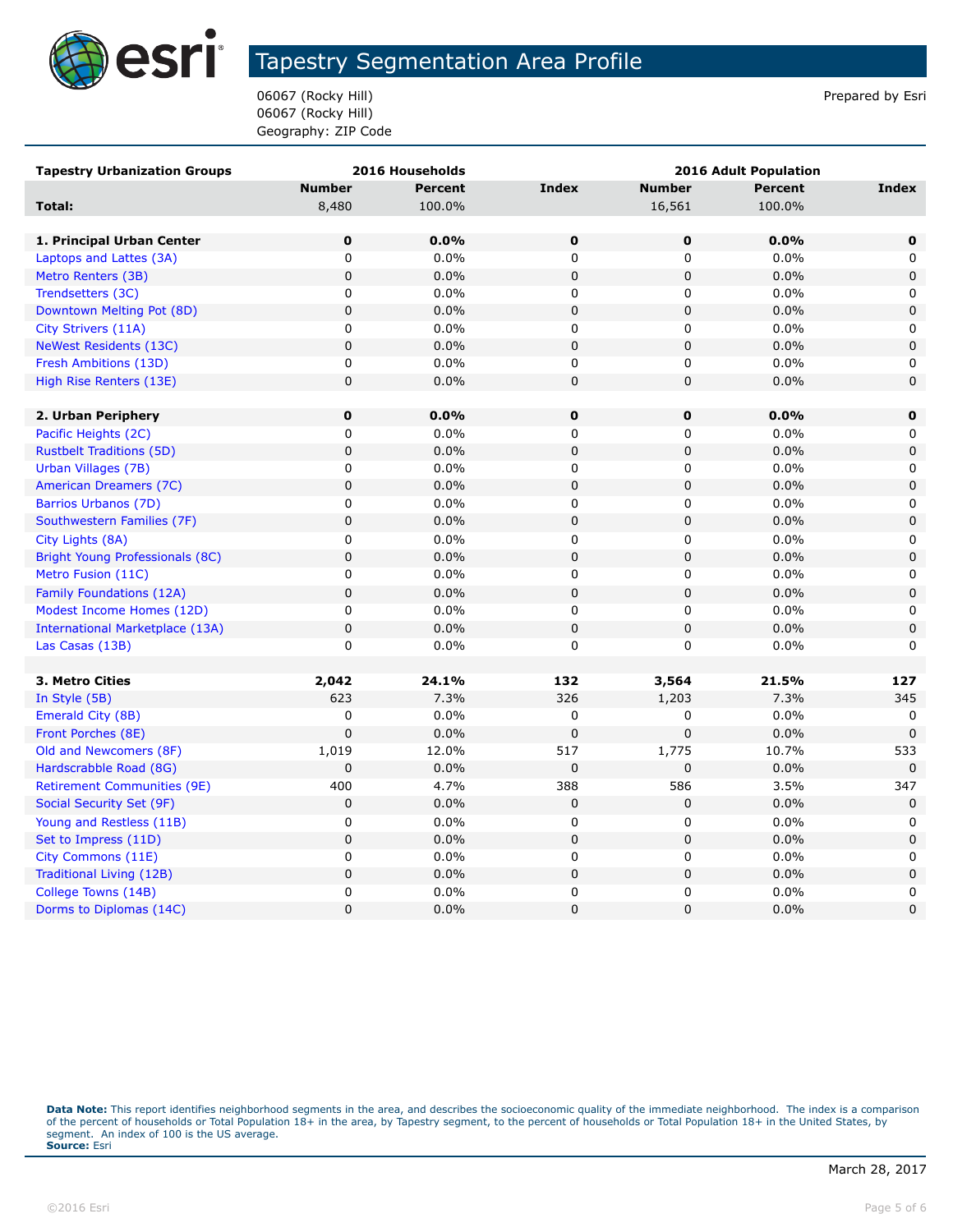# Tapestry Segmentation Area Profile

06067 (Rocky Hill)
06067 (Rocky Hill)
Geography: ZIP Code

Prepared by Esri

| Tapestry Urbanization Groups | 2016 Households | | | 2016 Adult Population | | |
|---|---|---|---|---|---|---|
| | Number | Percent | Index | Number | Percent | Index |
| **Total:** | 8,480 | 100.0% | | 16,561 | 100.0% | |
| | | | | | | |
| **1. Principal Urban Center** | **0** | **0.0%** | **0** | **0** | **0.0%** | **0** |
| Laptops and Lattes (3A) | 0 | 0.0% | 0 | 0 | 0.0% | 0 |
| Metro Renters (3B) | 0 | 0.0% | 0 | 0 | 0.0% | 0 |
| Trendsetters (3C) | 0 | 0.0% | 0 | 0 | 0.0% | 0 |
| Downtown Melting Pot (8D) | 0 | 0.0% | 0 | 0 | 0.0% | 0 |
| City Strivers (11A) | 0 | 0.0% | 0 | 0 | 0.0% | 0 |
| NeWest Residents (13C) | 0 | 0.0% | 0 | 0 | 0.0% | 0 |
| Fresh Ambitions (13D) | 0 | 0.0% | 0 | 0 | 0.0% | 0 |
| High Rise Renters (13E) | 0 | 0.0% | 0 | 0 | 0.0% | 0 |
| | | | | | | |
| **2. Urban Periphery** | **0** | **0.0%** | **0** | **0** | **0.0%** | **0** |
| Pacific Heights (2C) | 0 | 0.0% | 0 | 0 | 0.0% | 0 |
| Rustbelt Traditions (5D) | 0 | 0.0% | 0 | 0 | 0.0% | 0 |
| Urban Villages (7B) | 0 | 0.0% | 0 | 0 | 0.0% | 0 |
| American Dreamers (7C) | 0 | 0.0% | 0 | 0 | 0.0% | 0 |
| Barrios Urbanos (7D) | 0 | 0.0% | 0 | 0 | 0.0% | 0 |
| Southwestern Families (7F) | 0 | 0.0% | 0 | 0 | 0.0% | 0 |
| City Lights (8A) | 0 | 0.0% | 0 | 0 | 0.0% | 0 |
| Bright Young Professionals (8C) | 0 | 0.0% | 0 | 0 | 0.0% | 0 |
| Metro Fusion (11C) | 0 | 0.0% | 0 | 0 | 0.0% | 0 |
| Family Foundations (12A) | 0 | 0.0% | 0 | 0 | 0.0% | 0 |
| Modest Income Homes (12D) | 0 | 0.0% | 0 | 0 | 0.0% | 0 |
| International Marketplace (13A) | 0 | 0.0% | 0 | 0 | 0.0% | 0 |
| Las Casas (13B) | 0 | 0.0% | 0 | 0 | 0.0% | 0 |
| | | | | | | |
| **3. Metro Cities** | **2,042** | **24.1%** | **132** | **3,564** | **21.5%** | **127** |
| In Style (5B) | 623 | 7.3% | 326 | 1,203 | 7.3% | 345 |
| Emerald City (8B) | 0 | 0.0% | 0 | 0 | 0.0% | 0 |
| Front Porches (8E) | 0 | 0.0% | 0 | 0 | 0.0% | 0 |
| Old and Newcomers (8F) | 1,019 | 12.0% | 517 | 1,775 | 10.7% | 533 |
| Hardscrabble Road (8G) | 0 | 0.0% | 0 | 0 | 0.0% | 0 |
| Retirement Communities (9E) | 400 | 4.7% | 388 | 586 | 3.5% | 347 |
| Social Security Set (9F) | 0 | 0.0% | 0 | 0 | 0.0% | 0 |
| Young and Restless (11B) | 0 | 0.0% | 0 | 0 | 0.0% | 0 |
| Set to Impress (11D) | 0 | 0.0% | 0 | 0 | 0.0% | 0 |
| City Commons (11E) | 0 | 0.0% | 0 | 0 | 0.0% | 0 |
| Traditional Living (12B) | 0 | 0.0% | 0 | 0 | 0.0% | 0 |
| College Towns (14B) | 0 | 0.0% | 0 | 0 | 0.0% | 0 |
| Dorms to Diplomas (14C) | 0 | 0.0% | 0 | 0 | 0.0% | 0 |

**Data Note:** This report identifies neighborhood segments in the area, and describes the socioeconomic quality of the immediate neighborhood. The index is a comparison of the percent of households or Total Population 18+ in the area, by Tapestry segment, to the percent of households or Total Population 18+ in the United States, by segment. An index of 100 is the US average.
**Source:** Esri

March 28, 2017

©2016 Esri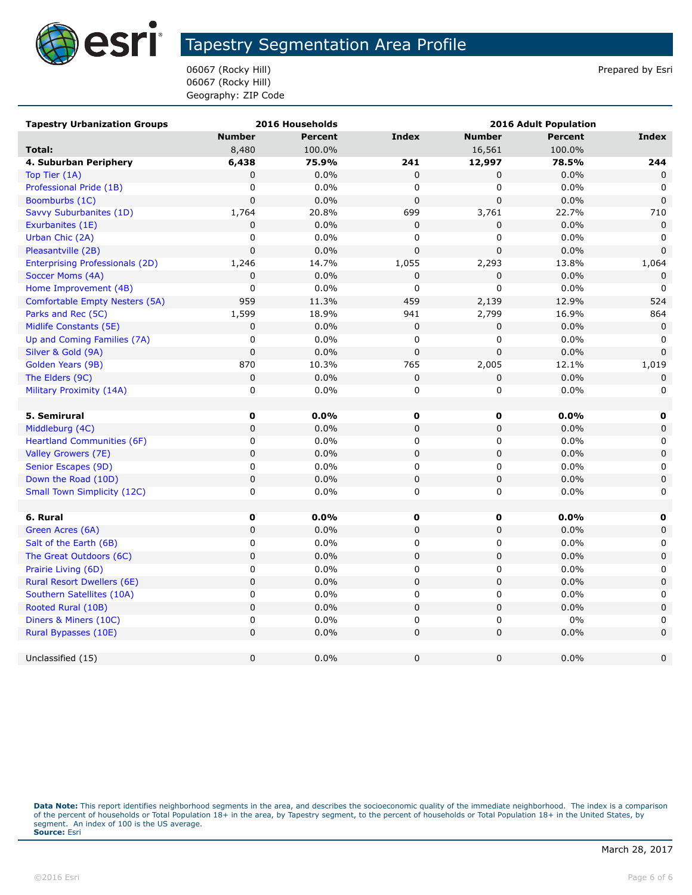# Tapestry Segmentation Area Profile

06067 (Rocky Hill)
06067 (Rocky Hill)
Geography: ZIP Code

Prepared by Esri

| Tapestry Urbanization Groups | 2016 Households | | | 2016 Adult Population | | |
|---|---|---|---|---|---|---|
| | Number | Percent | Index | Number | Percent | Index |
| **Total:** | 8,480 | 100.0% | | 16,561 | 100.0% | |
| **4. Suburban Periphery** | **6,438** | **75.9%** | **241** | **12,997** | **78.5%** | **244** |
| Top Tier (1A) | 0 | 0.0% | 0 | 0 | 0.0% | 0 |
| Professional Pride (1B) | 0 | 0.0% | 0 | 0 | 0.0% | 0 |
| Boomburbs (1C) | 0 | 0.0% | 0 | 0 | 0.0% | 0 |
| Savvy Suburbanites (1D) | 1,764 | 20.8% | 699 | 3,761 | 22.7% | 710 |
| Exurbanites (1E) | 0 | 0.0% | 0 | 0 | 0.0% | 0 |
| Urban Chic (2A) | 0 | 0.0% | 0 | 0 | 0.0% | 0 |
| Pleasantville (2B) | 0 | 0.0% | 0 | 0 | 0.0% | 0 |
| Enterprising Professionals (2D) | 1,246 | 14.7% | 1,055 | 2,293 | 13.8% | 1,064 |
| Soccer Moms (4A) | 0 | 0.0% | 0 | 0 | 0.0% | 0 |
| Home Improvement (4B) | 0 | 0.0% | 0 | 0 | 0.0% | 0 |
| Comfortable Empty Nesters (5A) | 959 | 11.3% | 459 | 2,139 | 12.9% | 524 |
| Parks and Rec (5C) | 1,599 | 18.9% | 941 | 2,799 | 16.9% | 864 |
| Midlife Constants (5E) | 0 | 0.0% | 0 | 0 | 0.0% | 0 |
| Up and Coming Families (7A) | 0 | 0.0% | 0 | 0 | 0.0% | 0 |
| Silver & Gold (9A) | 0 | 0.0% | 0 | 0 | 0.0% | 0 |
| Golden Years (9B) | 870 | 10.3% | 765 | 2,005 | 12.1% | 1,019 |
| The Elders (9C) | 0 | 0.0% | 0 | 0 | 0.0% | 0 |
| Military Proximity (14A) | 0 | 0.0% | 0 | 0 | 0.0% | 0 |
| | | | | | | |
| **5. Semirural** | **0** | **0.0%** | **0** | **0** | **0.0%** | **0** |
| Middleburg (4C) | 0 | 0.0% | 0 | 0 | 0.0% | 0 |
| Heartland Communities (6F) | 0 | 0.0% | 0 | 0 | 0.0% | 0 |
| Valley Growers (7E) | 0 | 0.0% | 0 | 0 | 0.0% | 0 |
| Senior Escapes (9D) | 0 | 0.0% | 0 | 0 | 0.0% | 0 |
| Down the Road (10D) | 0 | 0.0% | 0 | 0 | 0.0% | 0 |
| Small Town Simplicity (12C) | 0 | 0.0% | 0 | 0 | 0.0% | 0 |
| | | | | | | |
| **6. Rural** | **0** | **0.0%** | **0** | **0** | **0.0%** | **0** |
| Green Acres (6A) | 0 | 0.0% | 0 | 0 | 0.0% | 0 |
| Salt of the Earth (6B) | 0 | 0.0% | 0 | 0 | 0.0% | 0 |
| The Great Outdoors (6C) | 0 | 0.0% | 0 | 0 | 0.0% | 0 |
| Prairie Living (6D) | 0 | 0.0% | 0 | 0 | 0.0% | 0 |
| Rural Resort Dwellers (6E) | 0 | 0.0% | 0 | 0 | 0.0% | 0 |
| Southern Satellites (10A) | 0 | 0.0% | 0 | 0 | 0.0% | 0 |
| Rooted Rural (10B) | 0 | 0.0% | 0 | 0 | 0.0% | 0 |
| Diners & Miners (10C) | 0 | 0.0% | 0 | 0 | 0% | 0 |
| Rural Bypasses (10E) | 0 | 0.0% | 0 | 0 | 0.0% | 0 |
| | | | | | | |
| Unclassified (15) | 0 | 0.0% | 0 | 0 | 0.0% | 0 |

**Data Note:** This report identifies neighborhood segments in the area, and describes the socioeconomic quality of the immediate neighborhood. The index is a comparison of the percent of households or Total Population 18+ in the area, by Tapestry segment, to the percent of households or Total Population 18+ in the United States, by segment. An index of 100 is the US average.
**Source:** Esri

March 28, 2017

©2016 Esri